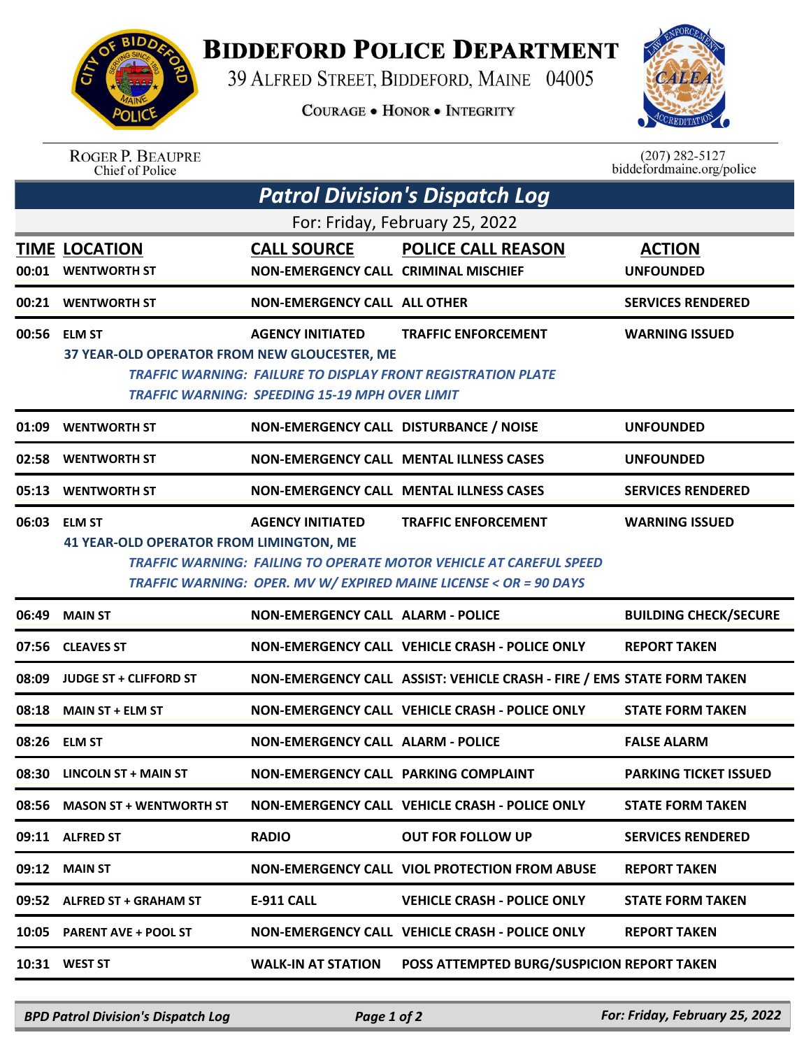# BIDDEFORD POLICE DEPARTMENT

39 ALFRED STREET, BIDDEFORD, MAINE 04005

COURAGE • HONOR • INTEGRITY

ROGER P. BEAUPRE
Chief of Police

(207) 282-5127
biddefordmaine.org/police

## *Patrol Division's Dispatch Log*

For: Friday, February 25, 2022

| TIME | LOCATION | CALL SOURCE | POLICE CALL REASON | ACTION |
|---|---|---|---|---|
| 00:01 | WENTWORTH ST | NON-EMERGENCY CALL | CRIMINAL MISCHIEF | UNFOUNDED |
| 00:21 | WENTWORTH ST | NON-EMERGENCY CALL | ALL OTHER | SERVICES RENDERED |
| 00:56 | ELM ST<br>37 YEAR-OLD OPERATOR FROM NEW GLOUCESTER, ME<br>*TRAFFIC WARNING: FAILURE TO DISPLAY FRONT REGISTRATION PLATE*<br>*TRAFFIC WARNING: SPEEDING 15-19 MPH OVER LIMIT* | AGENCY INITIATED | TRAFFIC ENFORCEMENT | WARNING ISSUED |
| 01:09 | WENTWORTH ST | NON-EMERGENCY CALL | DISTURBANCE / NOISE | UNFOUNDED |
| 02:58 | WENTWORTH ST | NON-EMERGENCY CALL | MENTAL ILLNESS CASES | UNFOUNDED |
| 05:13 | WENTWORTH ST | NON-EMERGENCY CALL | MENTAL ILLNESS CASES | SERVICES RENDERED |
| 06:03 | ELM ST<br>41 YEAR-OLD OPERATOR FROM LIMINGTON, ME<br>*TRAFFIC WARNING: FAILING TO OPERATE MOTOR VEHICLE AT CAREFUL SPEED*<br>*TRAFFIC WARNING: OPER. MV W/ EXPIRED MAINE LICENSE < OR = 90 DAYS* | AGENCY INITIATED | TRAFFIC ENFORCEMENT | WARNING ISSUED |
| 06:49 | MAIN ST | NON-EMERGENCY CALL | ALARM - POLICE | BUILDING CHECK/SECURE |
| 07:56 | CLEAVES ST | NON-EMERGENCY CALL | VEHICLE CRASH - POLICE ONLY | REPORT TAKEN |
| 08:09 | JUDGE ST + CLIFFORD ST | NON-EMERGENCY CALL | ASSIST: VEHICLE CRASH - FIRE / EMS | STATE FORM TAKEN |
| 08:18 | MAIN ST + ELM ST | NON-EMERGENCY CALL | VEHICLE CRASH - POLICE ONLY | STATE FORM TAKEN |
| 08:26 | ELM ST | NON-EMERGENCY CALL | ALARM - POLICE | FALSE ALARM |
| 08:30 | LINCOLN ST + MAIN ST | NON-EMERGENCY CALL | PARKING COMPLAINT | PARKING TICKET ISSUED |
| 08:56 | MASON ST + WENTWORTH ST | NON-EMERGENCY CALL | VEHICLE CRASH - POLICE ONLY | STATE FORM TAKEN |
| 09:11 | ALFRED ST | RADIO | OUT FOR FOLLOW UP | SERVICES RENDERED |
| 09:12 | MAIN ST | NON-EMERGENCY CALL | VIOL PROTECTION FROM ABUSE | REPORT TAKEN |
| 09:52 | ALFRED ST + GRAHAM ST | E-911 CALL | VEHICLE CRASH - POLICE ONLY | STATE FORM TAKEN |
| 10:05 | PARENT AVE + POOL ST | NON-EMERGENCY CALL | VEHICLE CRASH - POLICE ONLY | REPORT TAKEN |
| 10:31 | WEST ST | WALK-IN AT STATION | POSS ATTEMPTED BURG/SUSPICION | REPORT TAKEN |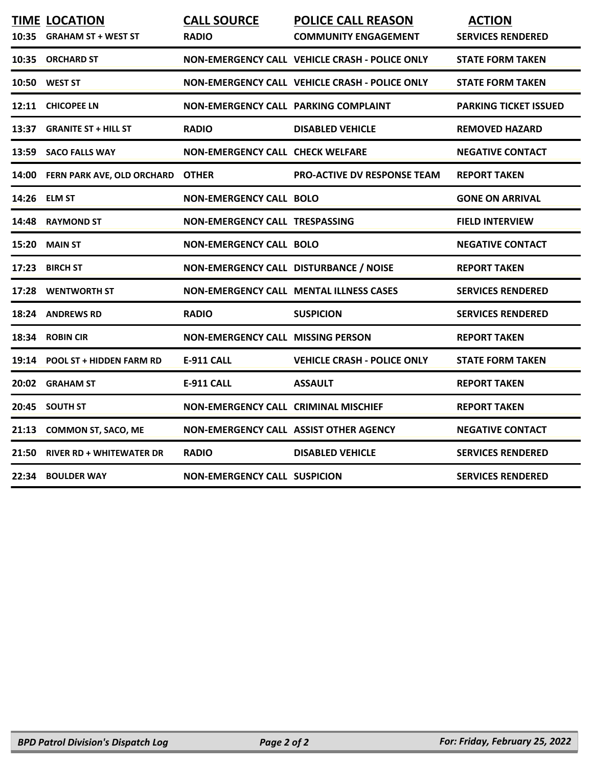| TIME | LOCATION | CALL SOURCE | POLICE CALL REASON | ACTION |
|---|---|---|---|---|
| 10:35 | GRAHAM ST + WEST ST | RADIO | COMMUNITY ENGAGEMENT | SERVICES RENDERED |
| 10:35 | ORCHARD ST | NON-EMERGENCY CALL | VEHICLE CRASH - POLICE ONLY | STATE FORM TAKEN |
| 10:50 | WEST ST | NON-EMERGENCY CALL | VEHICLE CRASH - POLICE ONLY | STATE FORM TAKEN |
| 12:11 | CHICOPEE LN | NON-EMERGENCY CALL | PARKING COMPLAINT | PARKING TICKET ISSUED |
| 13:37 | GRANITE ST + HILL ST | RADIO | DISABLED VEHICLE | REMOVED HAZARD |
| 13:59 | SACO FALLS WAY | NON-EMERGENCY CALL | CHECK WELFARE | NEGATIVE CONTACT |
| 14:00 | FERN PARK AVE, OLD ORCHARD | OTHER | PRO-ACTIVE DV RESPONSE TEAM | REPORT TAKEN |
| 14:26 | ELM ST | NON-EMERGENCY CALL | BOLO | GONE ON ARRIVAL |
| 14:48 | RAYMOND ST | NON-EMERGENCY CALL | TRESPASSING | FIELD INTERVIEW |
| 15:20 | MAIN ST | NON-EMERGENCY CALL | BOLO | NEGATIVE CONTACT |
| 17:23 | BIRCH ST | NON-EMERGENCY CALL | DISTURBANCE / NOISE | REPORT TAKEN |
| 17:28 | WENTWORTH ST | NON-EMERGENCY CALL | MENTAL ILLNESS CASES | SERVICES RENDERED |
| 18:24 | ANDREWS RD | RADIO | SUSPICION | SERVICES RENDERED |
| 18:34 | ROBIN CIR | NON-EMERGENCY CALL | MISSING PERSON | REPORT TAKEN |
| 19:14 | POOL ST + HIDDEN FARM RD | E-911 CALL | VEHICLE CRASH - POLICE ONLY | STATE FORM TAKEN |
| 20:02 | GRAHAM ST | E-911 CALL | ASSAULT | REPORT TAKEN |
| 20:45 | SOUTH ST | NON-EMERGENCY CALL | CRIMINAL MISCHIEF | REPORT TAKEN |
| 21:13 | COMMON ST, SACO, ME | NON-EMERGENCY CALL | ASSIST OTHER AGENCY | NEGATIVE CONTACT |
| 21:50 | RIVER RD + WHITEWATER DR | RADIO | DISABLED VEHICLE | SERVICES RENDERED |
| 22:34 | BOULDER WAY | NON-EMERGENCY CALL | SUSPICION | SERVICES RENDERED |